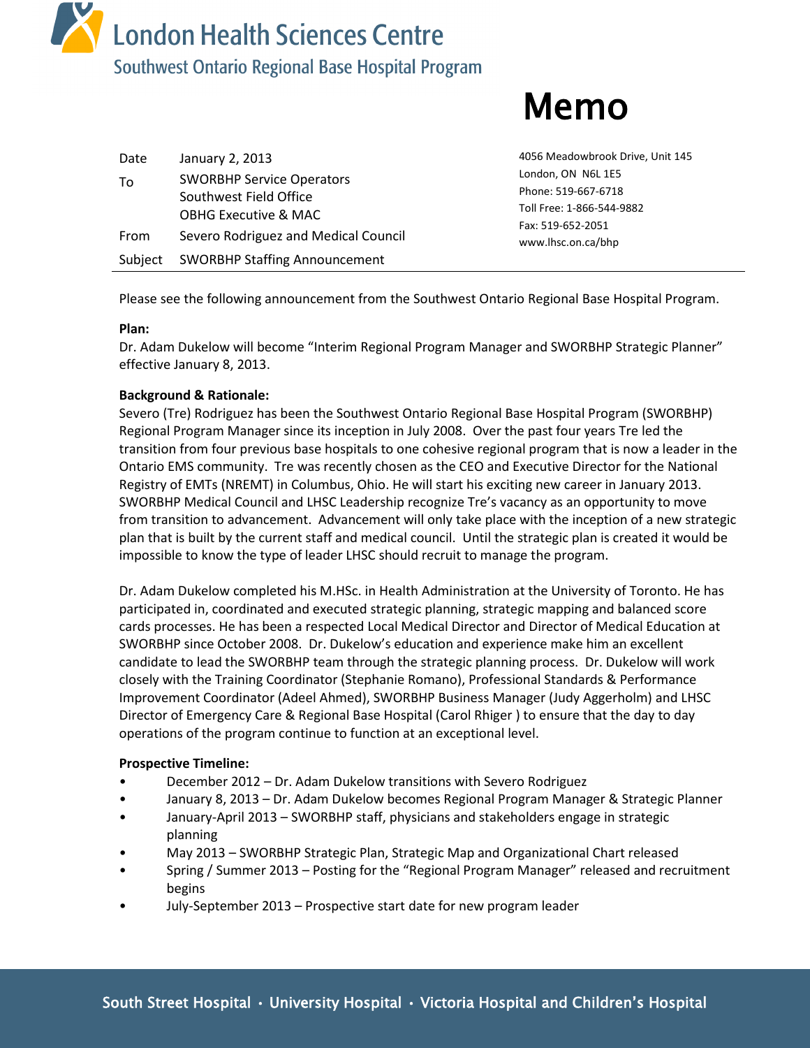# London Health Sciences Centre

## Southwest Ontario Regional Base Hospital Program

# Memo

| | |
|---|---|
| Date | January 2, 2013 |
| To | SWORBHP Service Operators<br>Southwest Field Office<br>OBHG Executive & MAC |
| From | Severo Rodriguez and Medical Council |
| Subject | SWORBHP Staffing Announcement |

4056 Meadowbrook Drive, Unit 145
London, ON N6L 1E5
Phone: 519-667-6718
Toll Free: 1-866-544-9882
Fax: 519-652-2051
www.lhsc.on.ca/bhp

Please see the following announcement from the Southwest Ontario Regional Base Hospital Program.

**Plan:**
Dr. Adam Dukelow will become "Interim Regional Program Manager and SWORBHP Strategic Planner" effective January 8, 2013.

**Background & Rationale:**
Severo (Tre) Rodriguez has been the Southwest Ontario Regional Base Hospital Program (SWORBHP) Regional Program Manager since its inception in July 2008. Over the past four years Tre led the transition from four previous base hospitals to one cohesive regional program that is now a leader in the Ontario EMS community. Tre was recently chosen as the CEO and Executive Director for the National Registry of EMTs (NREMT) in Columbus, Ohio. He will start his exciting new career in January 2013. SWORBHP Medical Council and LHSC Leadership recognize Tre's vacancy as an opportunity to move from transition to advancement. Advancement will only take place with the inception of a new strategic plan that is built by the current staff and medical council. Until the strategic plan is created it would be impossible to know the type of leader LHSC should recruit to manage the program.

Dr. Adam Dukelow completed his M.HSc. in Health Administration at the University of Toronto. He has participated in, coordinated and executed strategic planning, strategic mapping and balanced score cards processes. He has been a respected Local Medical Director and Director of Medical Education at SWORBHP since October 2008. Dr. Dukelow's education and experience make him an excellent candidate to lead the SWORBHP team through the strategic planning process. Dr. Dukelow will work closely with the Training Coordinator (Stephanie Romano), Professional Standards & Performance Improvement Coordinator (Adeel Ahmed), SWORBHP Business Manager (Judy Aggerholm) and LHSC Director of Emergency Care & Regional Base Hospital (Carol Rhiger ) to ensure that the day to day operations of the program continue to function at an exceptional level.

**Prospective Timeline:**

- December 2012 – Dr. Adam Dukelow transitions with Severo Rodriguez
- January 8, 2013 – Dr. Adam Dukelow becomes Regional Program Manager & Strategic Planner
- January-April 2013 – SWORBHP staff, physicians and stakeholders engage in strategic planning
- May 2013 – SWORBHP Strategic Plan, Strategic Map and Organizational Chart released
- Spring / Summer 2013 – Posting for the "Regional Program Manager" released and recruitment begins
- July-September 2013 – Prospective start date for new program leader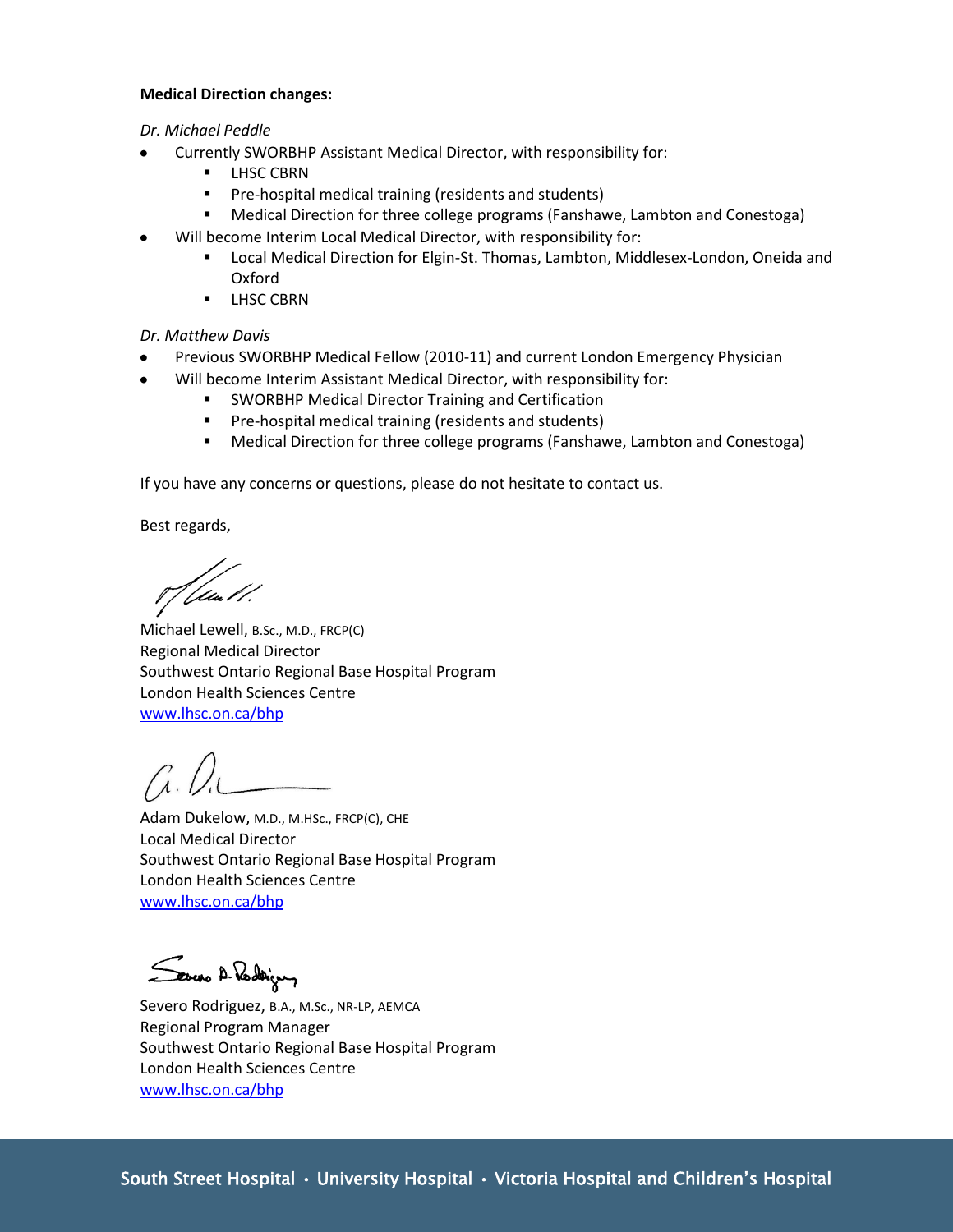**Medical Direction changes:**

*Dr. Michael Peddle*

- Currently SWORBHP Assistant Medical Director, with responsibility for:
  - LHSC CBRN
  - Pre-hospital medical training (residents and students)
  - Medical Direction for three college programs (Fanshawe, Lambton and Conestoga)
- Will become Interim Local Medical Director, with responsibility for:
  - Local Medical Direction for Elgin-St. Thomas, Lambton, Middlesex-London, Oneida and Oxford
  - LHSC CBRN

*Dr. Matthew Davis*

- Previous SWORBHP Medical Fellow (2010-11) and current London Emergency Physician
- Will become Interim Assistant Medical Director, with responsibility for:
  - SWORBHP Medical Director Training and Certification
  - Pre-hospital medical training (residents and students)
  - Medical Direction for three college programs (Fanshawe, Lambton and Conestoga)

If you have any concerns or questions, please do not hesitate to contact us.

Best regards,

Michael Lewell, B.Sc., M.D., FRCP(C)
Regional Medical Director
Southwest Ontario Regional Base Hospital Program
London Health Sciences Centre
www.lhsc.on.ca/bhp

Adam Dukelow, M.D., M.HSc., FRCP(C), CHE
Local Medical Director
Southwest Ontario Regional Base Hospital Program
London Health Sciences Centre
www.lhsc.on.ca/bhp

Severo Rodriguez, B.A., M.Sc., NR-LP, AEMCA
Regional Program Manager
Southwest Ontario Regional Base Hospital Program
London Health Sciences Centre
www.lhsc.on.ca/bhp